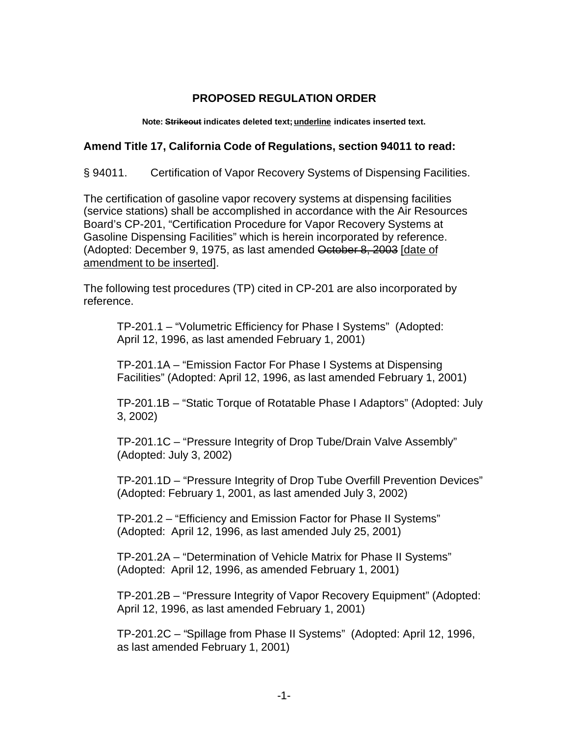**PROPOSED REGULATION ORDER**

**Note: ~~Strikeout~~ indicates deleted text; <u>underline</u> indicates inserted text.**

## Amend Title 17, California Code of Regulations, section 94011 to read:

§ 94011. Certification of Vapor Recovery Systems of Dispensing Facilities.

The certification of gasoline vapor recovery systems at dispensing facilities (service stations) shall be accomplished in accordance with the Air Resources Board's CP-201, "Certification Procedure for Vapor Recovery Systems at Gasoline Dispensing Facilities" which is herein incorporated by reference. (Adopted: December 9, 1975, as last amended ~~October 8, 2003~~ <u>[date of amendment to be inserted]</u>.

The following test procedures (TP) cited in CP-201 are also incorporated by reference.

TP-201.1 – "Volumetric Efficiency for Phase I Systems" (Adopted: April 12, 1996, as last amended February 1, 2001)

TP-201.1A – "Emission Factor For Phase I Systems at Dispensing Facilities" (Adopted: April 12, 1996, as last amended February 1, 2001)

TP-201.1B – "Static Torque of Rotatable Phase I Adaptors" (Adopted: July 3, 2002)

TP-201.1C – "Pressure Integrity of Drop Tube/Drain Valve Assembly" (Adopted: July 3, 2002)

TP-201.1D – "Pressure Integrity of Drop Tube Overfill Prevention Devices" (Adopted: February 1, 2001, as last amended July 3, 2002)

TP-201.2 – "Efficiency and Emission Factor for Phase II Systems" (Adopted: April 12, 1996, as last amended July 25, 2001)

TP-201.2A – "Determination of Vehicle Matrix for Phase II Systems" (Adopted: April 12, 1996, as amended February 1, 2001)

TP-201.2B – "Pressure Integrity of Vapor Recovery Equipment" (Adopted: April 12, 1996, as last amended February 1, 2001)

TP-201.2C – "Spillage from Phase II Systems" (Adopted: April 12, 1996, as last amended February 1, 2001)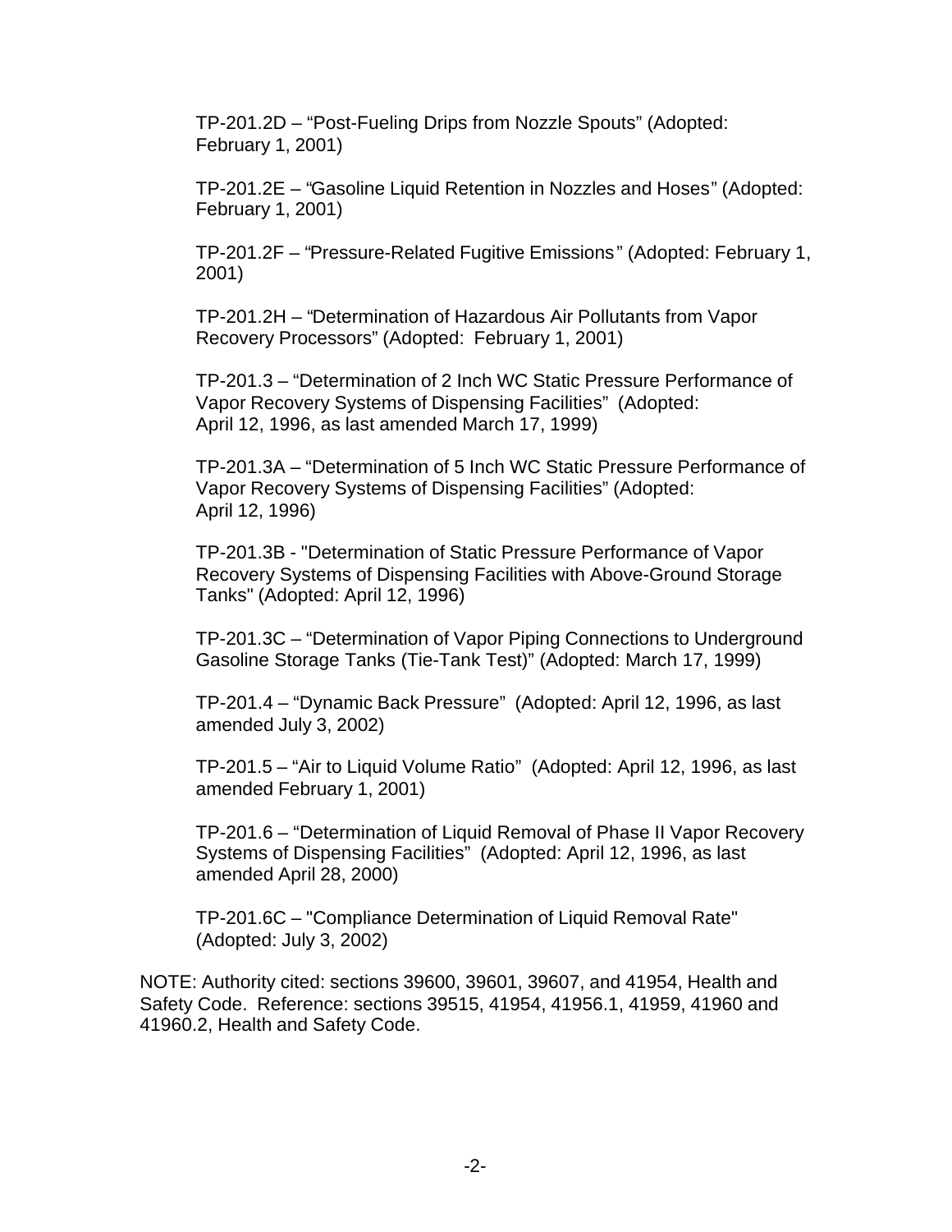TP-201.2D – "Post-Fueling Drips from Nozzle Spouts" (Adopted: February 1, 2001)

TP-201.2E – "Gasoline Liquid Retention in Nozzles and Hoses" (Adopted: February 1, 2001)

TP-201.2F – "Pressure-Related Fugitive Emissions" (Adopted: February 1, 2001)

TP-201.2H – "Determination of Hazardous Air Pollutants from Vapor Recovery Processors" (Adopted: February 1, 2001)

TP-201.3 – "Determination of 2 Inch WC Static Pressure Performance of Vapor Recovery Systems of Dispensing Facilities" (Adopted: April 12, 1996, as last amended March 17, 1999)

TP-201.3A – "Determination of 5 Inch WC Static Pressure Performance of Vapor Recovery Systems of Dispensing Facilities" (Adopted: April 12, 1996)

TP-201.3B - "Determination of Static Pressure Performance of Vapor Recovery Systems of Dispensing Facilities with Above-Ground Storage Tanks" (Adopted: April 12, 1996)

TP-201.3C – "Determination of Vapor Piping Connections to Underground Gasoline Storage Tanks (Tie-Tank Test)" (Adopted: March 17, 1999)

TP-201.4 – "Dynamic Back Pressure" (Adopted: April 12, 1996, as last amended July 3, 2002)

TP-201.5 – "Air to Liquid Volume Ratio" (Adopted: April 12, 1996, as last amended February 1, 2001)

TP-201.6 – "Determination of Liquid Removal of Phase II Vapor Recovery Systems of Dispensing Facilities" (Adopted: April 12, 1996, as last amended April 28, 2000)

TP-201.6C – "Compliance Determination of Liquid Removal Rate" (Adopted: July 3, 2002)

NOTE: Authority cited: sections 39600, 39601, 39607, and 41954, Health and Safety Code. Reference: sections 39515, 41954, 41956.1, 41959, 41960 and 41960.2, Health and Safety Code.